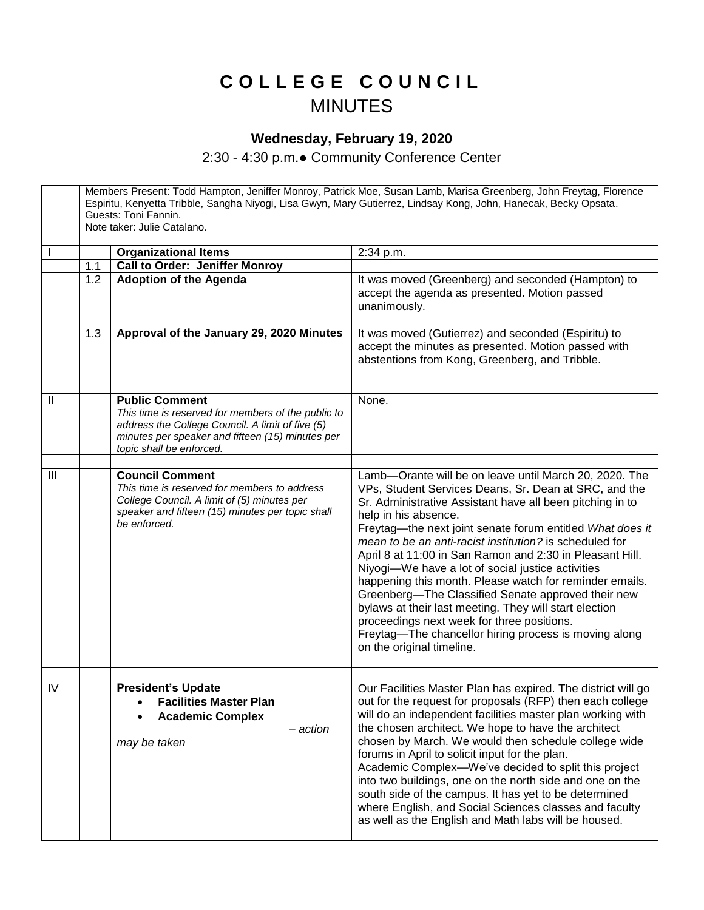# COLLEGE COUNCIL

## MINUTES

### Wednesday, February 19, 2020

2:30 - 4:30 p.m.● Community Conference Center

Members Present: Todd Hampton, Jeniffer Monroy, Patrick Moe, Susan Lamb, Marisa Greenberg, John Freytag, Florence Espiritu, Kenyetta Tribble, Sangha Niyogi, Lisa Gwyn, Mary Gutierrez, Lindsay Kong, John, Hanecak, Becky Opsata.
Guests: Toni Fannin.
Note taker: Julie Catalano.

| | | | |
|---|---|---|---|
| I | | **Organizational Items** | 2:34 p.m. |
| | 1.1 | **Call to Order: Jeniffer Monroy** | |
| | 1.2 | **Adoption of the Agenda** | It was moved (Greenberg) and seconded (Hampton) to accept the agenda as presented. Motion passed unanimously. |
| | 1.3 | **Approval of the January 29, 2020 Minutes** | It was moved (Gutierrez) and seconded (Espiritu) to accept the minutes as presented. Motion passed with abstentions from Kong, Greenberg, and Tribble. |
| | | | |
| II | | **Public Comment**<br>*This time is reserved for members of the public to address the College Council. A limit of five (5) minutes per speaker and fifteen (15) minutes per topic shall be enforced.* | None. |
| | | | |
| III | | **Council Comment**<br>*This time is reserved for members to address College Council. A limit of (5) minutes per speaker and fifteen (15) minutes per topic shall be enforced.* | Lamb—Orante will be on leave until March 20, 2020. The VPs, Student Services Deans, Sr. Dean at SRC, and the Sr. Administrative Assistant have all been pitching in to help in his absence.<br>Freytag—the next joint senate forum entitled *What does it mean to be an anti-racist institution?* is scheduled for April 8 at 11:00 in San Ramon and 2:30 in Pleasant Hill.<br>Niyogi—We have a lot of social justice activities happening this month. Please watch for reminder emails.<br>Greenberg—The Classified Senate approved their new bylaws at their last meeting. They will start election proceedings next week for three positions.<br>Freytag—The chancellor hiring process is moving along on the original timeline. |
| | | | |
| IV | | **President's Update**<br>• **Facilities Master Plan**<br>• **Academic Complex**<br>*– action may be taken* | Our Facilities Master Plan has expired. The district will go out for the request for proposals (RFP) then each college will do an independent facilities master plan working with the chosen architect. We hope to have the architect chosen by March. We would then schedule college wide forums in April to solicit input for the plan.<br>Academic Complex—We've decided to split this project into two buildings, one on the north side and one on the south side of the campus. It has yet to be determined where English, and Social Sciences classes and faculty as well as the English and Math labs will be housed. |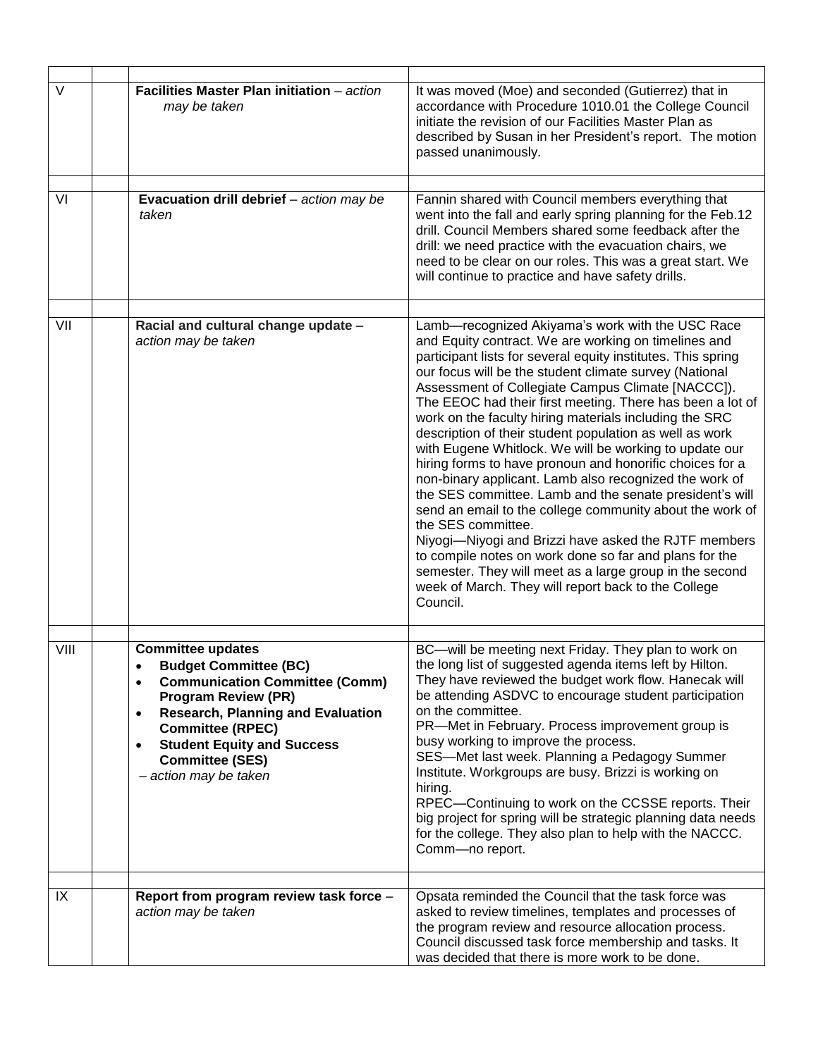| | | | |
|---|---|---|---|
| V | | **Facilities Master Plan initiation** – *action may be taken* | It was moved (Moe) and seconded (Gutierrez) that in accordance with Procedure 1010.01 the College Council initiate the revision of our Facilities Master Plan as described by Susan in her President's report. The motion passed unanimously. |
| | | | |
| VI | | **Evacuation drill debrief** – *action may be taken* | Fannin shared with Council members everything that went into the fall and early spring planning for the Feb.12 drill. Council Members shared some feedback after the drill: we need practice with the evacuation chairs, we need to be clear on our roles. This was a great start. We will continue to practice and have safety drills. |
| | | | |
| VII | | **Racial and cultural change update** – *action may be taken* | Lamb—recognized Akiyama's work with the USC Race and Equity contract. We are working on timelines and participant lists for several equity institutes. This spring our focus will be the student climate survey (National Assessment of Collegiate Campus Climate [NACCC]). The EEOC had their first meeting. There has been a lot of work on the faculty hiring materials including the SRC description of their student population as well as work with Eugene Whitlock. We will be working to update our hiring forms to have pronoun and honorific choices for a non-binary applicant. Lamb also recognized the work of the SES committee. Lamb and the senate president's will send an email to the college community about the work of the SES committee.<br>Niyogi—Niyogi and Brizzi have asked the RJTF members to compile notes on work done so far and plans for the semester. They will meet as a large group in the second week of March. They will report back to the College Council. |
| | | | |
| VIII | | **Committee updates**<br>• **Budget Committee (BC)**<br>• **Communication Committee (Comm) Program Review (PR)**<br>• **Research, Planning and Evaluation Committee (RPEC)**<br>• **Student Equity and Success Committee (SES)**<br>*– action may be taken* | BC—will be meeting next Friday. They plan to work on the long list of suggested agenda items left by Hilton. They have reviewed the budget work flow. Hanecak will be attending ASDVC to encourage student participation on the committee.<br>PR—Met in February. Process improvement group is busy working to improve the process.<br>SES—Met last week. Planning a Pedagogy Summer Institute. Workgroups are busy. Brizzi is working on hiring.<br>RPEC—Continuing to work on the CCSSE reports. Their big project for spring will be strategic planning data needs for the college. They also plan to help with the NACCC.<br>Comm—no report. |
| | | | |
| IX | | **Report from program review task force** – *action may be taken* | Opsata reminded the Council that the task force was asked to review timelines, templates and processes of the program review and resource allocation process. Council discussed task force membership and tasks. It was decided that there is more work to be done. |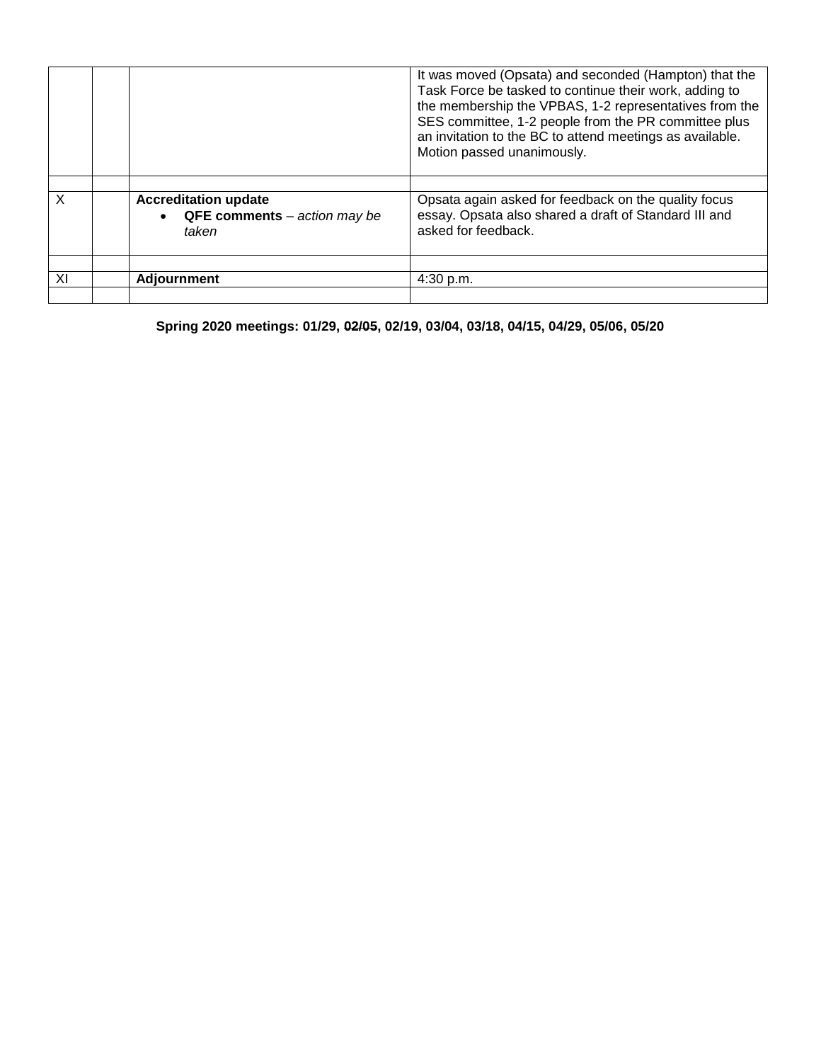| | | | |
|---|---|---|---|
| | | | It was moved (Opsata) and seconded (Hampton) that the Task Force be tasked to continue their work, adding to the membership the VPBAS, 1-2 representatives from the SES committee, 1-2 people from the PR committee plus an invitation to the BC to attend meetings as available. Motion passed unanimously. |
| | | | |
| X | | **Accreditation update**<br>• **QFE comments** – *action may be taken* | Opsata again asked for feedback on the quality focus essay. Opsata also shared a draft of Standard III and asked for feedback. |
| | | | |
| XI | | **Adjournment** | 4:30 p.m. |
| | | | |

**Spring 2020 meetings: 01/29, ~~02/05~~, 02/19, 03/04, 03/18, 04/15, 04/29, 05/06, 05/20**